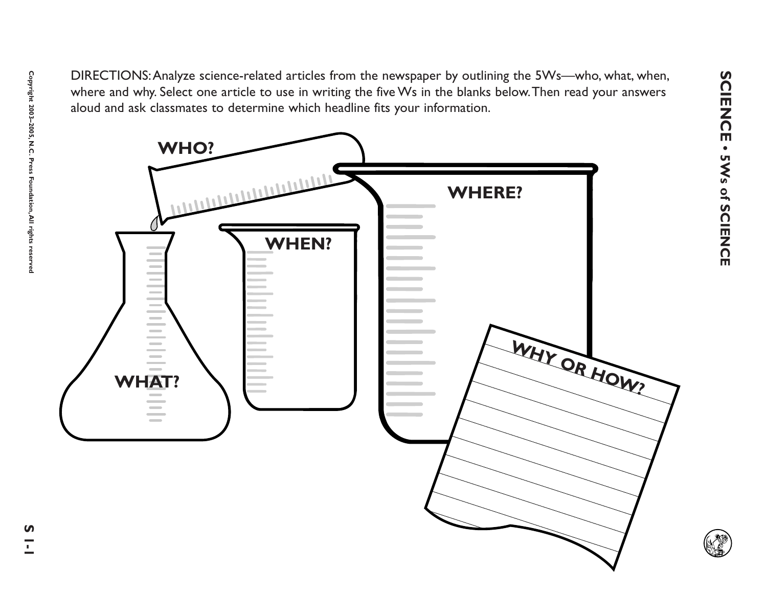DIRECTIONS: Analyze science-related articles from the newspaper by outlining the 5Ws—who, what, when, where and why. Select one article to use in writing the five Ws in the blanks below. Then read your answers aloud and ask classmates to determine which headline fits your information.

**WHO?**

**WHAT?**

**WHEN?**

**WHERE?**

**WHY OR HOW?**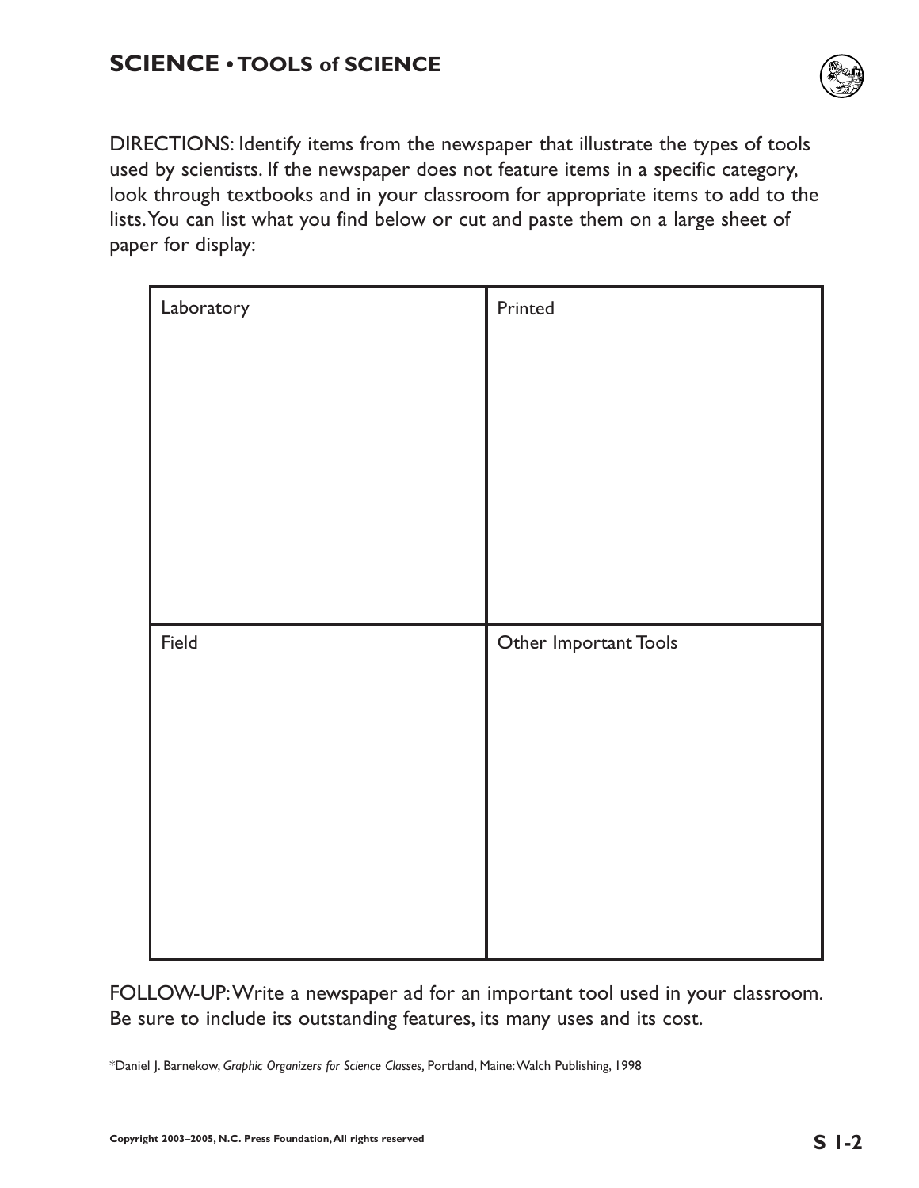## SCIENCE • TOOLS of SCIENCE

DIRECTIONS: Identify items from the newspaper that illustrate the types of tools used by scientists. If the newspaper does not feature items in a specific category, look through textbooks and in your classroom for appropriate items to add to the lists. You can list what you find below or cut and paste them on a large sheet of paper for display:

| Laboratory | Printed |
| --- | --- |
| | |
| **Field** | **Other Important Tools** |
| | |

FOLLOW-UP: Write a newspaper ad for an important tool used in your classroom. Be sure to include its outstanding features, its many uses and its cost.

*Daniel J. Barnekow, *Graphic Organizers for Science Classes,* Portland, Maine: Walch Publishing, 1998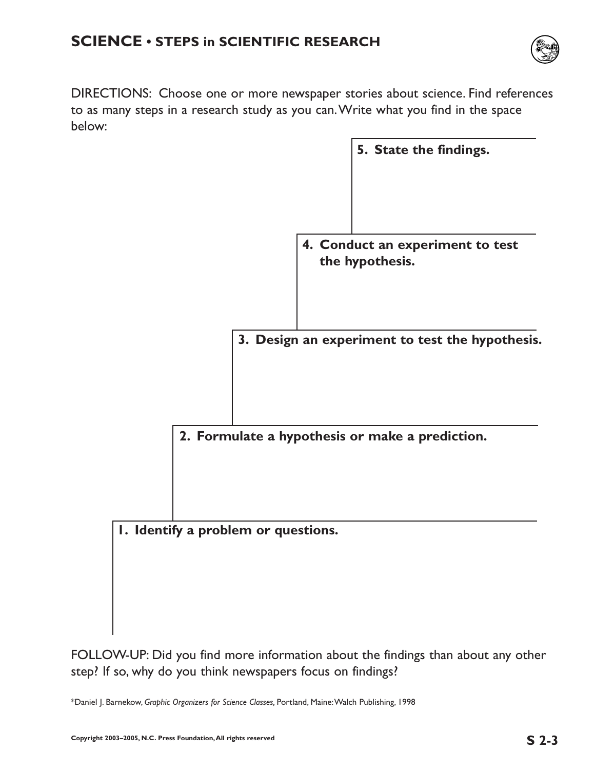## SCIENCE • STEPS in SCIENTIFIC RESEARCH

DIRECTIONS: Choose one or more newspaper stories about science. Find references to as many steps in a research study as you can. Write what you find in the space below:

**5. State the findings.**

**4. Conduct an experiment to test the hypothesis.**

**3. Design an experiment to test the hypothesis.**

**2. Formulate a hypothesis or make a prediction.**

**1. Identify a problem or questions.**

FOLLOW-UP: Did you find more information about the findings than about any other step? If so, why do you think newspapers focus on findings?

*Daniel J. Barnekow, *Graphic Organizers for Science Classes,* Portland, Maine: Walch Publishing, 1998

**Copyright 2003–2005, N.C. Press Foundation, All rights reserved**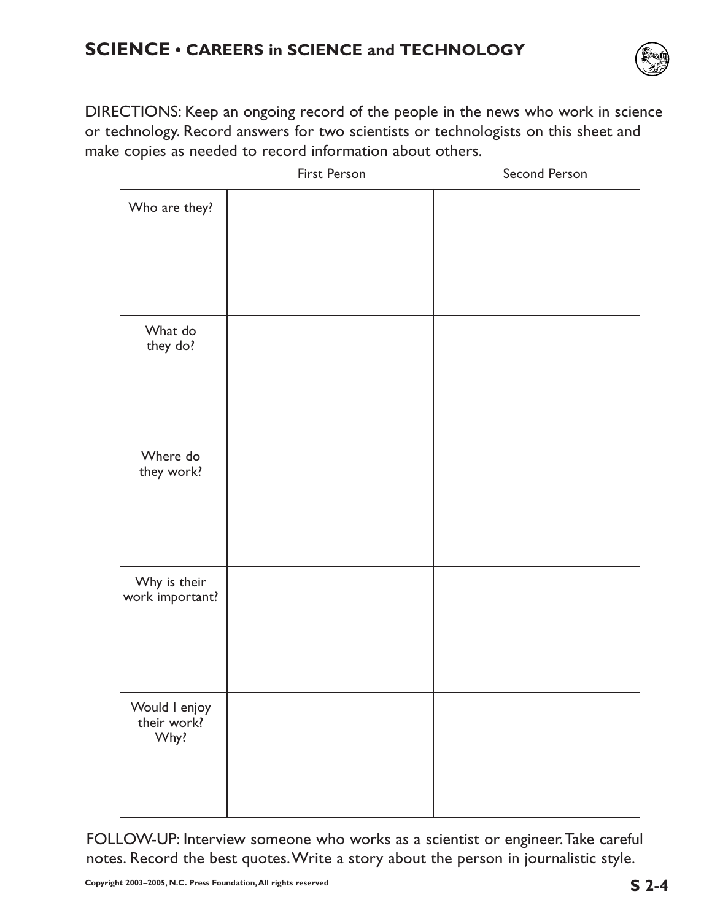# SCIENCE • CAREERS in SCIENCE and TECHNOLOGY

DIRECTIONS: Keep an ongoing record of the people in the news who work in science or technology. Record answers for two scientists or technologists on this sheet and make copies as needed to record information about others.

| | First Person | Second Person |
|---|---|---|
| Who are they? | | |
| What do they do? | | |
| Where do they work? | | |
| Why is their work important? | | |
| Would I enjoy their work? Why? | | |

FOLLOW-UP: Interview someone who works as a scientist or engineer. Take careful notes. Record the best quotes. Write a story about the person in journalistic style.

Copyright 2003–2005, N.C. Press Foundation, All rights reserved

S 2-4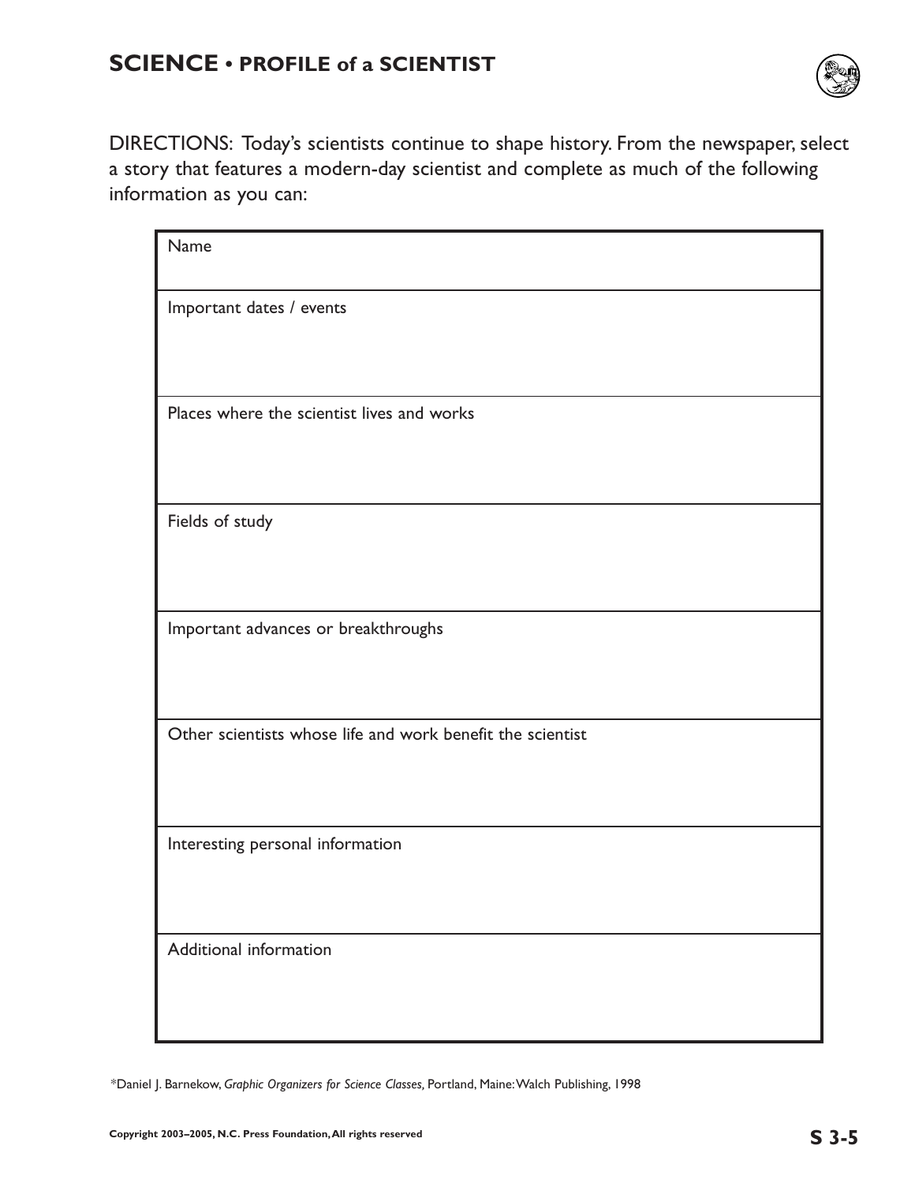# SCIENCE • PROFILE of a SCIENTIST

DIRECTIONS: Today's scientists continue to shape history. From the newspaper, select a story that features a modern-day scientist and complete as much of the following information as you can:

| Name |
| --- |
| Important dates / events |
| Places where the scientist lives and works |
| Fields of study |
| Important advances or breakthroughs |
| Other scientists whose life and work benefit the scientist |
| Interesting personal information |
| Additional information |

*Daniel J. Barnekow, *Graphic Organizers for Science Classes,* Portland, Maine: Walch Publishing, 1998

Copyright 2003–2005, N.C. Press Foundation, All rights reserved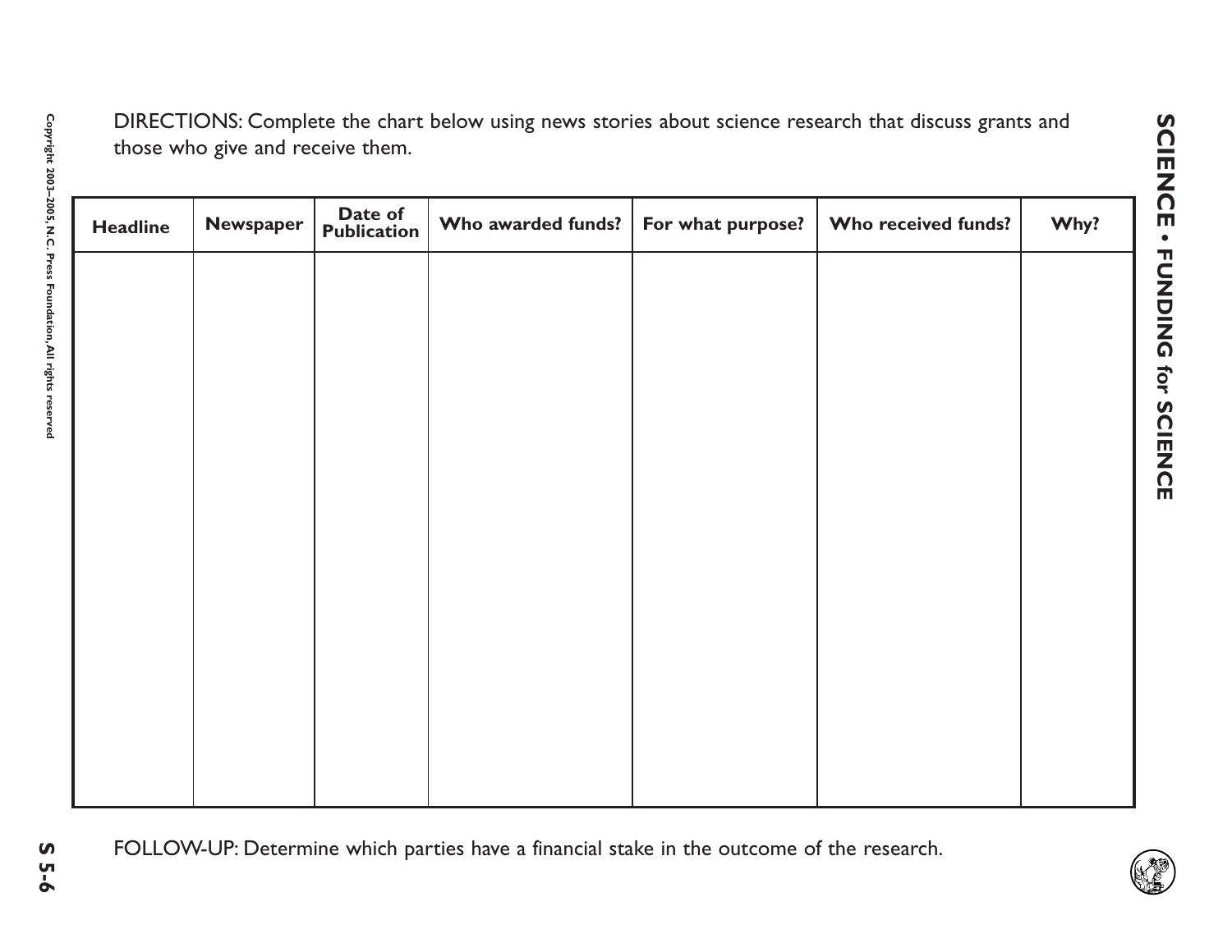DIRECTIONS: Complete the chart below using news stories about science research that discuss grants and those who give and receive them.

| Headline | Newspaper | Date of Publication | Who awarded funds? | For what purpose? | Who received funds? | Why? |
|---|---|---|---|---|---|---|
| | | | | | | |

FOLLOW-UP: Determine which parties have a financial stake in the outcome of the research.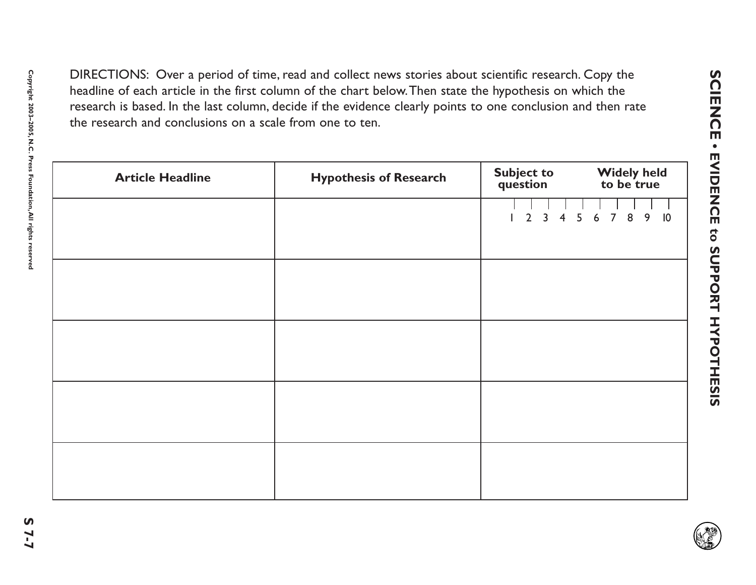# SCIENCE • EVIDENCE to SUPPORT HYPOTHESIS

DIRECTIONS: Over a period of time, read and collect news stories about scientific research. Copy the headline of each article in the first column of the chart below. Then state the hypothesis on which the research is based. In the last column, decide if the evidence clearly points to one conclusion and then rate the research and conclusions on a scale from one to ten.

| Article Headline | Hypothesis of Research | Subject to question — Widely held to be true |
|---|---|---|
| | | 1 2 3 4 5 6 7 8 9 10 |
| | | |
| | | |
| | | |
| | | |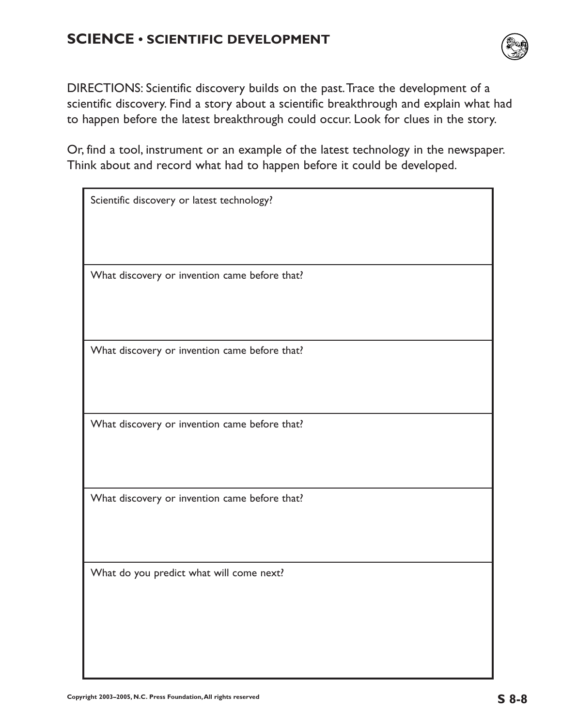# SCIENCE • SCIENTIFIC DEVELOPMENT

DIRECTIONS: Scientific discovery builds on the past. Trace the development of a scientific discovery. Find a story about a scientific breakthrough and explain what had to happen before the latest breakthrough could occur. Look for clues in the story.

Or, find a tool, instrument or an example of the latest technology in the newspaper. Think about and record what had to happen before it could be developed.

| Scientific discovery or latest technology? |
|---|
| What discovery or invention came before that? |
| What discovery or invention came before that? |
| What discovery or invention came before that? |
| What discovery or invention came before that? |
| What do you predict what will come next? |

Copyright 2003–2005, N.C. Press Foundation, All rights reserved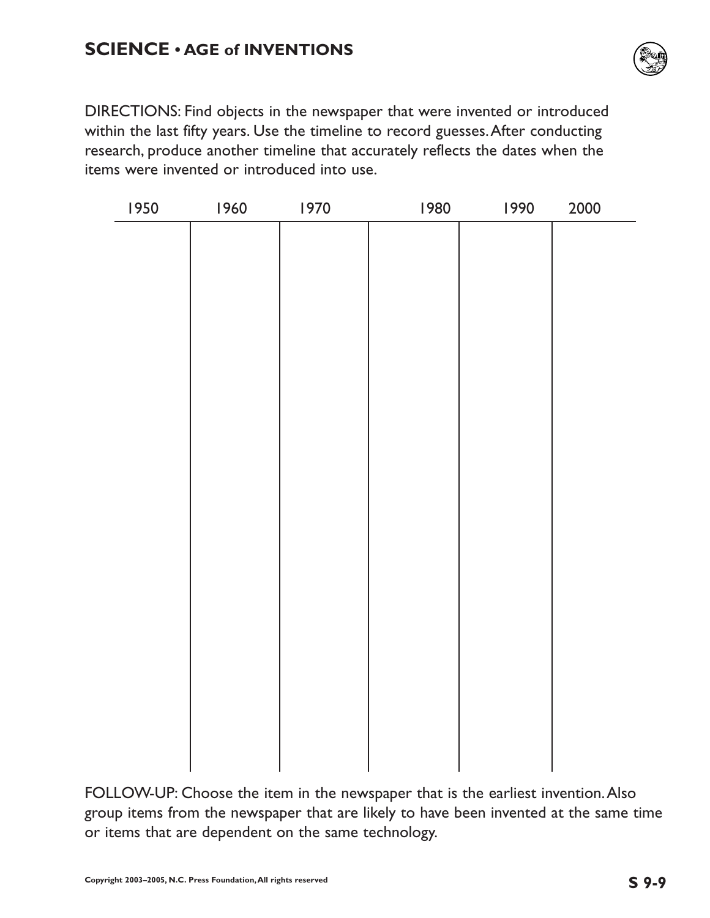# SCIENCE • AGE of INVENTIONS

DIRECTIONS: Find objects in the newspaper that were invented or introduced within the last fifty years. Use the timeline to record guesses. After conducting research, produce another timeline that accurately reflects the dates when the items were invented or introduced into use.

| 1950 | 1960 | 1970 | 1980 | 1990 | 2000 |
|---|---|---|---|---|---|
| | | | | | |

FOLLOW-UP: Choose the item in the newspaper that is the earliest invention. Also group items from the newspaper that are likely to have been invented at the same time or items that are dependent on the same technology.

Copyright 2003–2005, N.C. Press Foundation, All rights reserved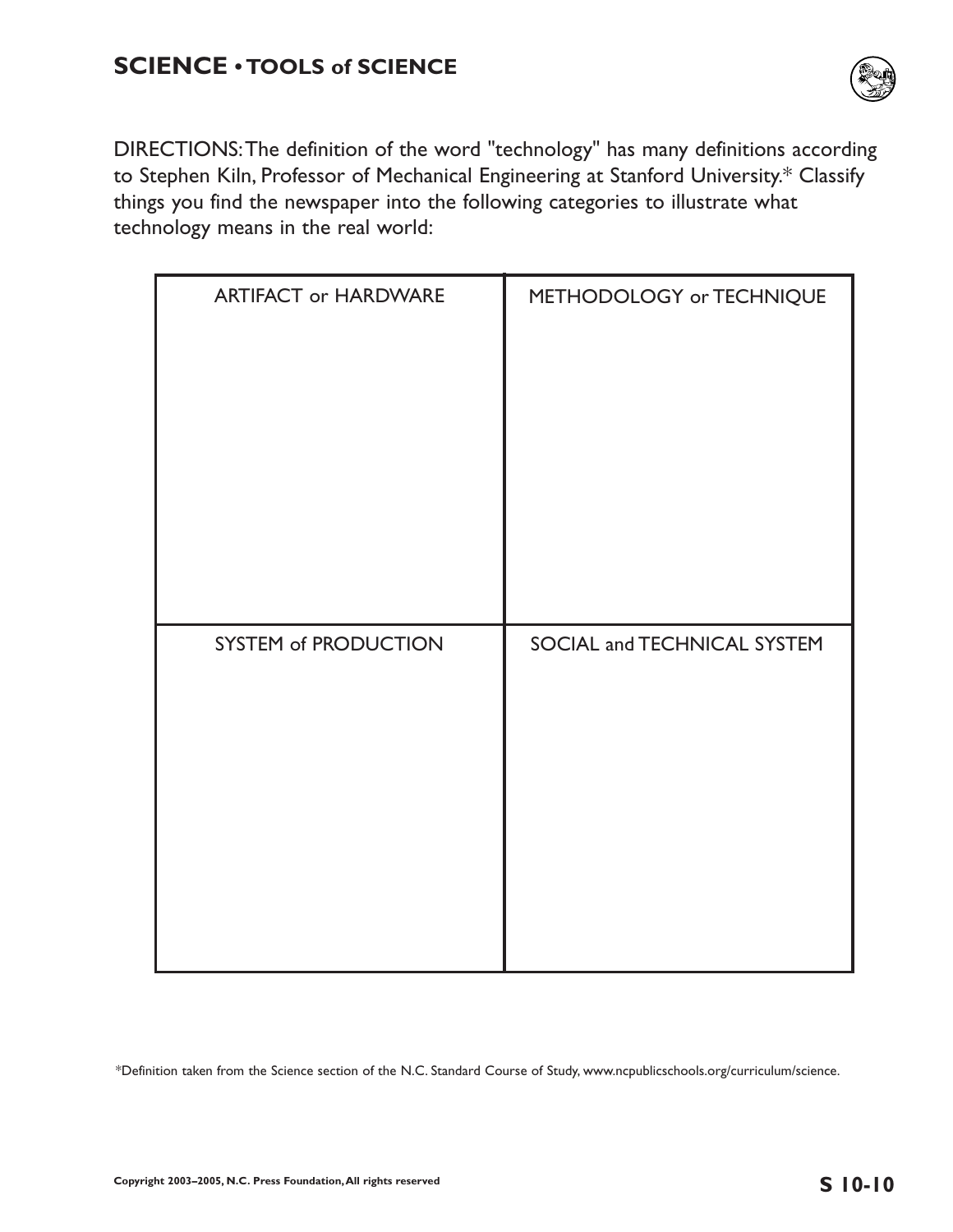## SCIENCE • TOOLS of SCIENCE

DIRECTIONS: The definition of the word "technology" has many definitions according to Stephen Kiln, Professor of Mechanical Engineering at Stanford University.* Classify things you find the newspaper into the following categories to illustrate what technology means in the real world:

| ARTIFACT or HARDWARE | METHODOLOGY or TECHNIQUE |
|---|---|
| | |
| **SYSTEM of PRODUCTION** | **SOCIAL and TECHNICAL SYSTEM** |
| | |

*Definition taken from the Science section of the N.C. Standard Course of Study, www.ncpublicschools.org/curriculum/science.

Copyright 2003–2005, N.C. Press Foundation, All rights reserved

S 10-10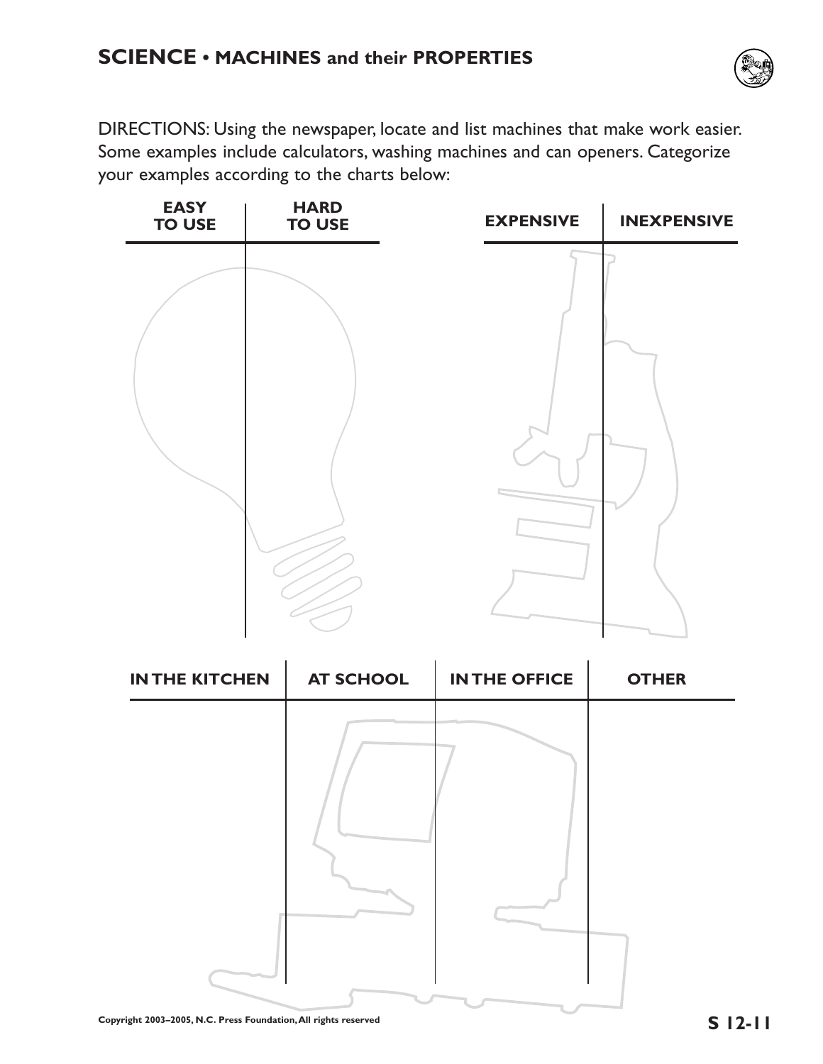## SCIENCE • MACHINES and their PROPERTIES

DIRECTIONS: Using the newspaper, locate and list machines that make work easier. Some examples include calculators, washing machines and can openers. Categorize your examples according to the charts below:

| EASY TO USE | HARD TO USE |
| --- | --- |
| | |

| EXPENSIVE | INEXPENSIVE |
| --- | --- |
| | |

| IN THE KITCHEN | AT SCHOOL | IN THE OFFICE | OTHER |
| --- | --- | --- | --- |
| | | | |

Copyright 2003–2005, N.C. Press Foundation, All rights reserved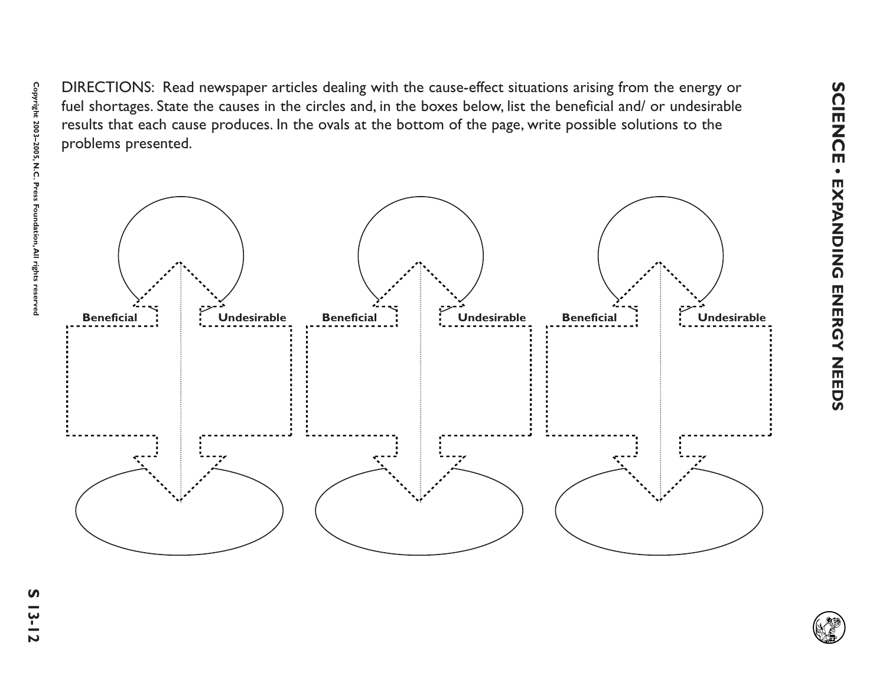DIRECTIONS: Read newspaper articles dealing with the cause-effect situations arising from the energy or fuel shortages. State the causes in the circles and, in the boxes below, list the beneficial and/ or undesirable results that each cause produces. In the ovals at the bottom of the page, write possible solutions to the problems presented.

**Beneficial** **Undesirable** **Beneficial** **Undesirable** **Beneficial** **Undesirable**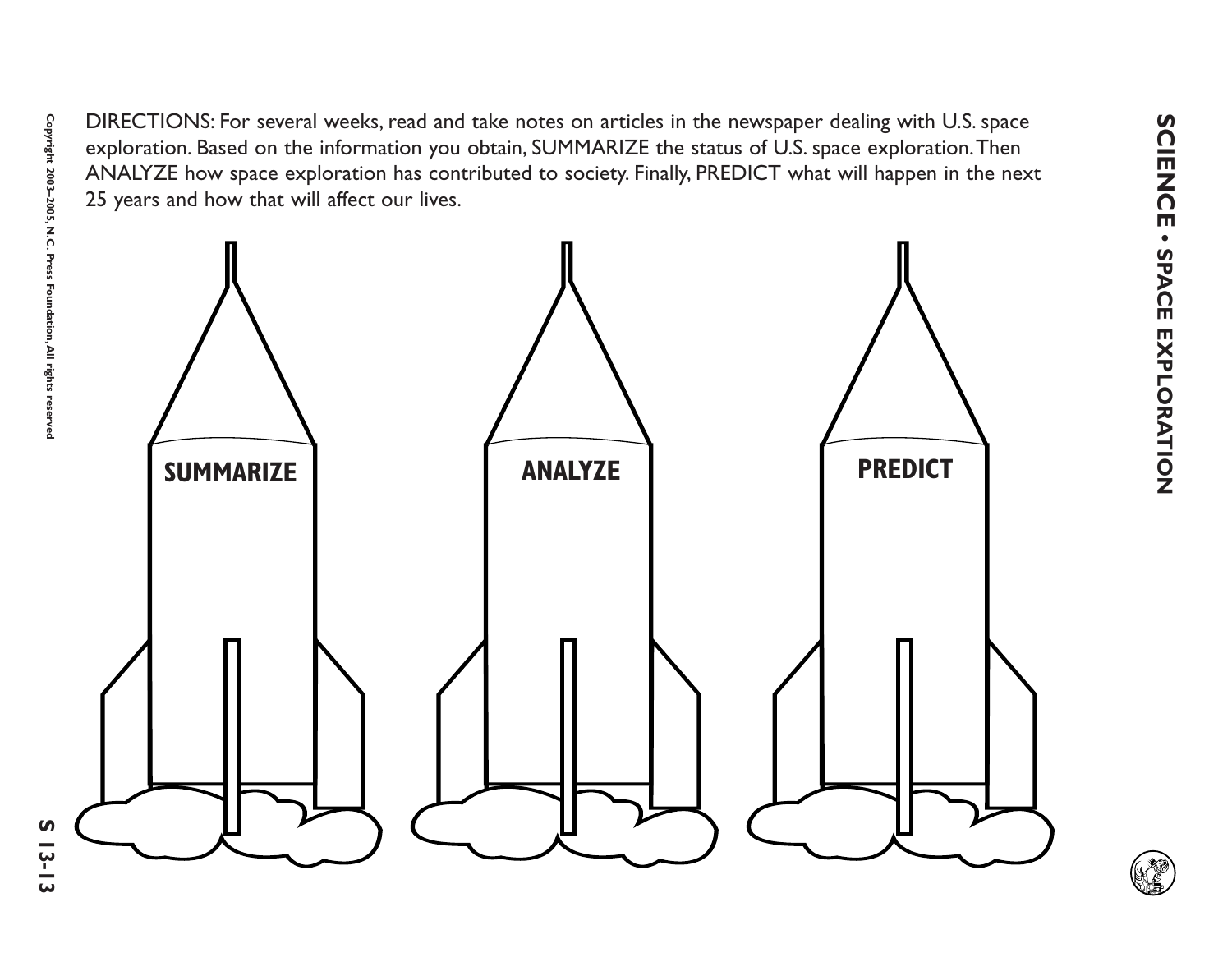DIRECTIONS: For several weeks, read and take notes on articles in the newspaper dealing with U.S. space exploration. Based on the information you obtain, SUMMARIZE the status of U.S. space exploration. Then ANALYZE how space exploration has contributed to society. Finally, PREDICT what will happen in the next 25 years and how that will affect our lives.

**SUMMARIZE**

**ANALYZE**

**PREDICT**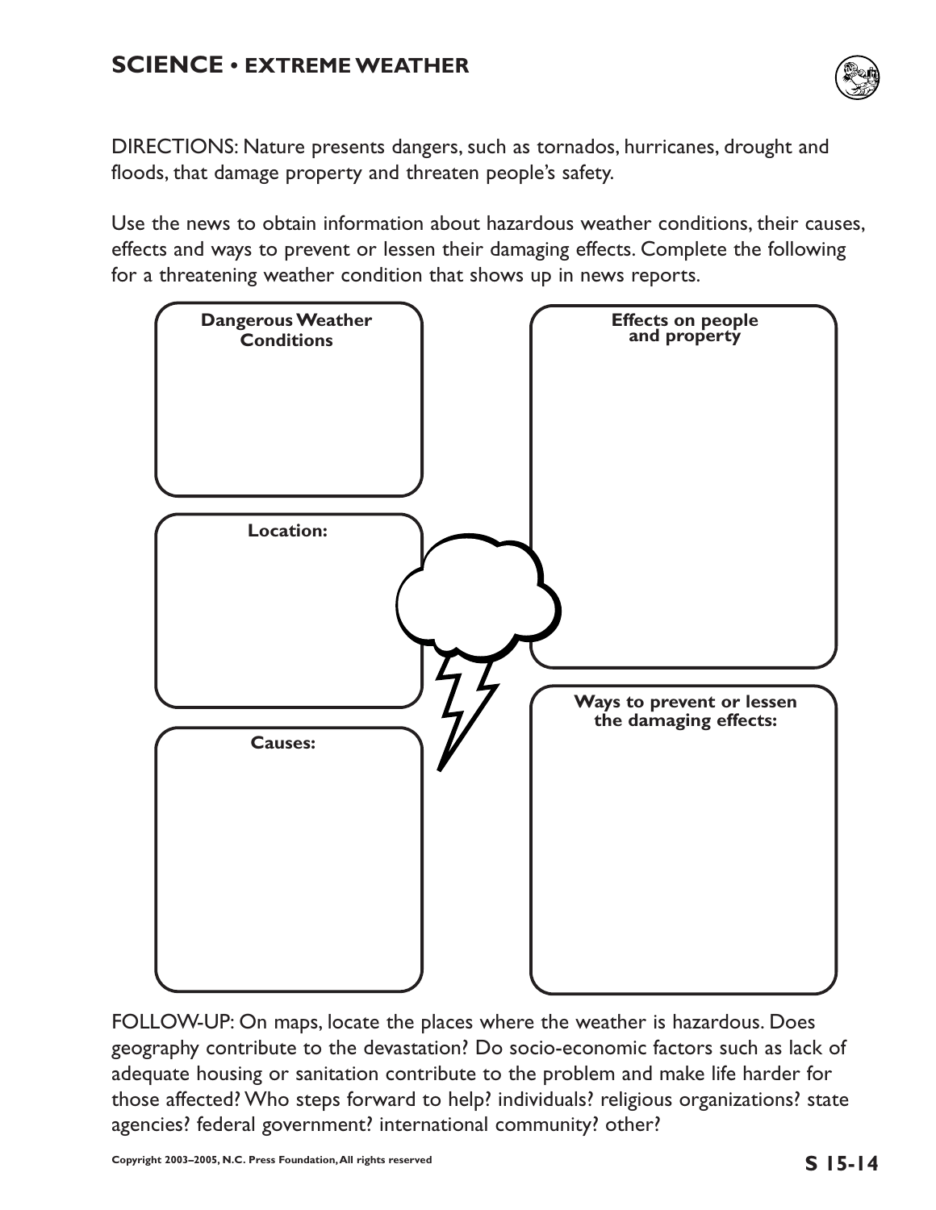# SCIENCE • EXTREME WEATHER

DIRECTIONS: Nature presents dangers, such as tornados, hurricanes, drought and floods, that damage property and threaten people's safety.

Use the news to obtain information about hazardous weather conditions, their causes, effects and ways to prevent or lessen their damaging effects. Complete the following for a threatening weather condition that shows up in news reports.

**Dangerous Weather Conditions**

**Location:**

**Causes:**

**Effects on people and property**

**Ways to prevent or lessen the damaging effects:**

FOLLOW-UP: On maps, locate the places where the weather is hazardous. Does geography contribute to the devastation? Do socio-economic factors such as lack of adequate housing or sanitation contribute to the problem and make life harder for those affected? Who steps forward to help? individuals? religious organizations? state agencies? federal government? international community? other?

Copyright 2003–2005, N.C. Press Foundation, All rights reserved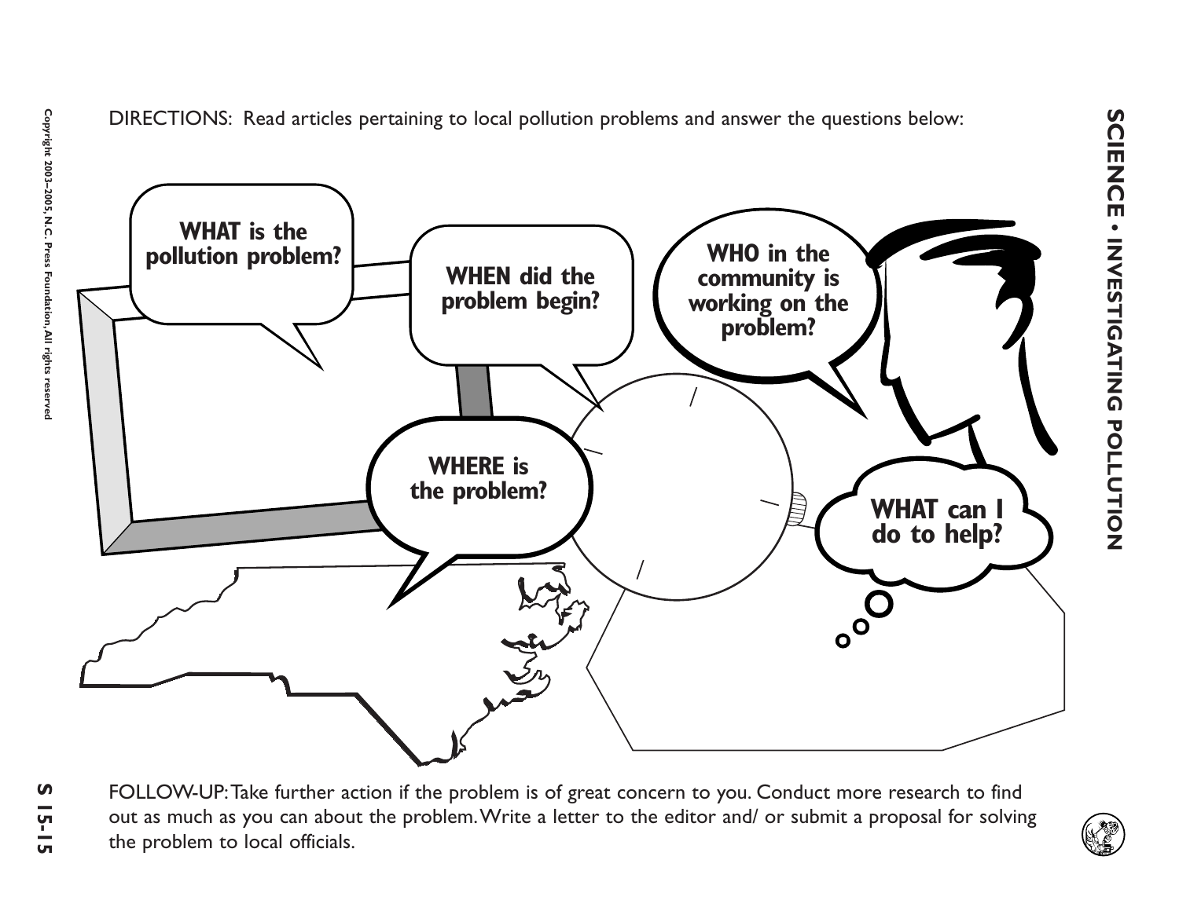DIRECTIONS: Read articles pertaining to local pollution problems and answer the questions below:

**WHAT is the pollution problem?**

**WHEN did the problem begin?**

**WHO in the community is working on the problem?**

**WHERE is the problem?**

**WHAT can I do to help?**

FOLLOW-UP: Take further action if the problem is of great concern to you. Conduct more research to find out as much as you can about the problem. Write a letter to the editor and/ or submit a proposal for solving the problem to local officials.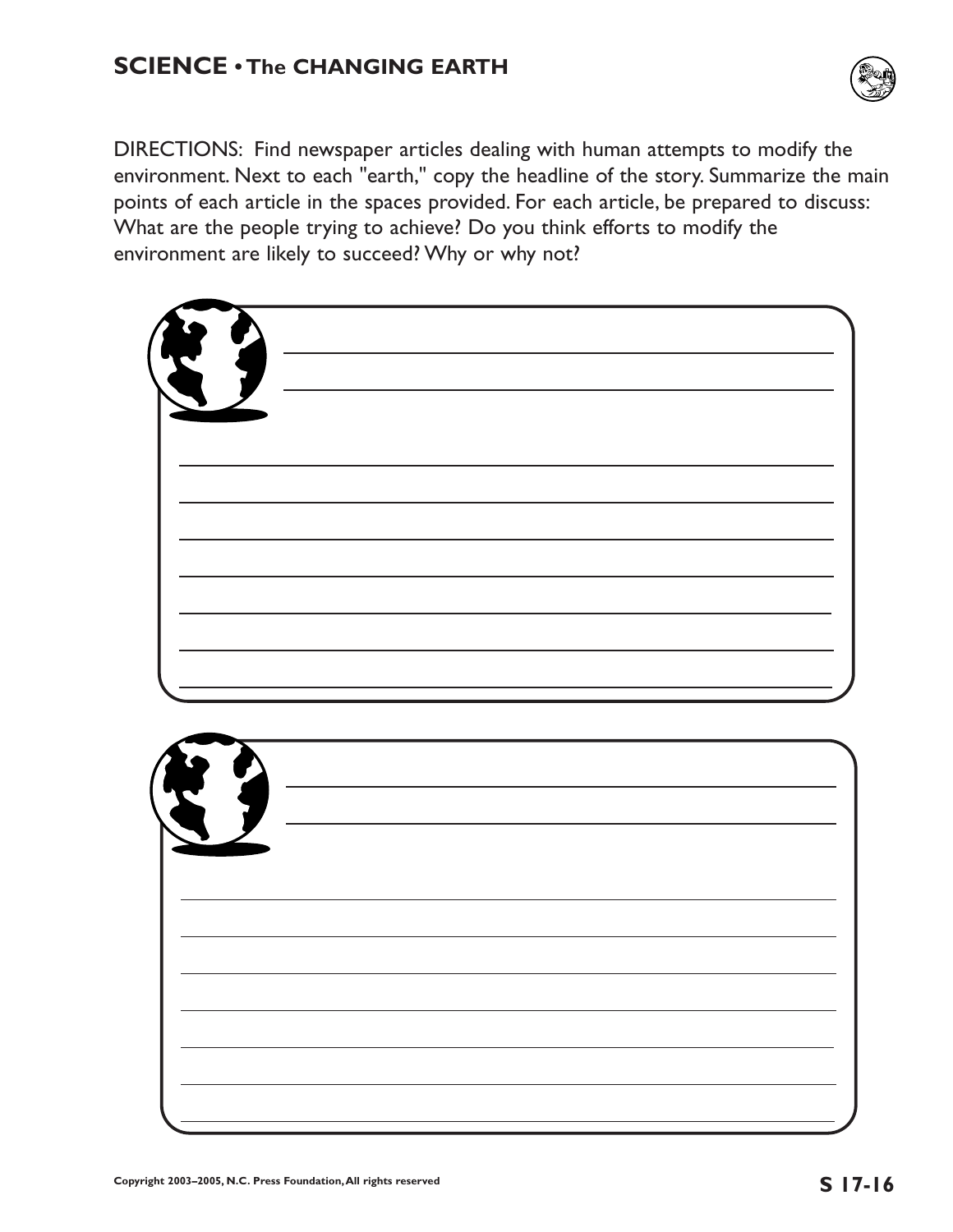# SCIENCE • The CHANGING EARTH

DIRECTIONS: Find newspaper articles dealing with human attempts to modify the environment. Next to each "earth," copy the headline of the story. Summarize the main points of each article in the spaces provided. For each article, be prepared to discuss: What are the people trying to achieve? Do you think efforts to modify the environment are likely to succeed? Why or why not?

Copyright 2003–2005, N.C. Press Foundation, All rights reserved

S 17-16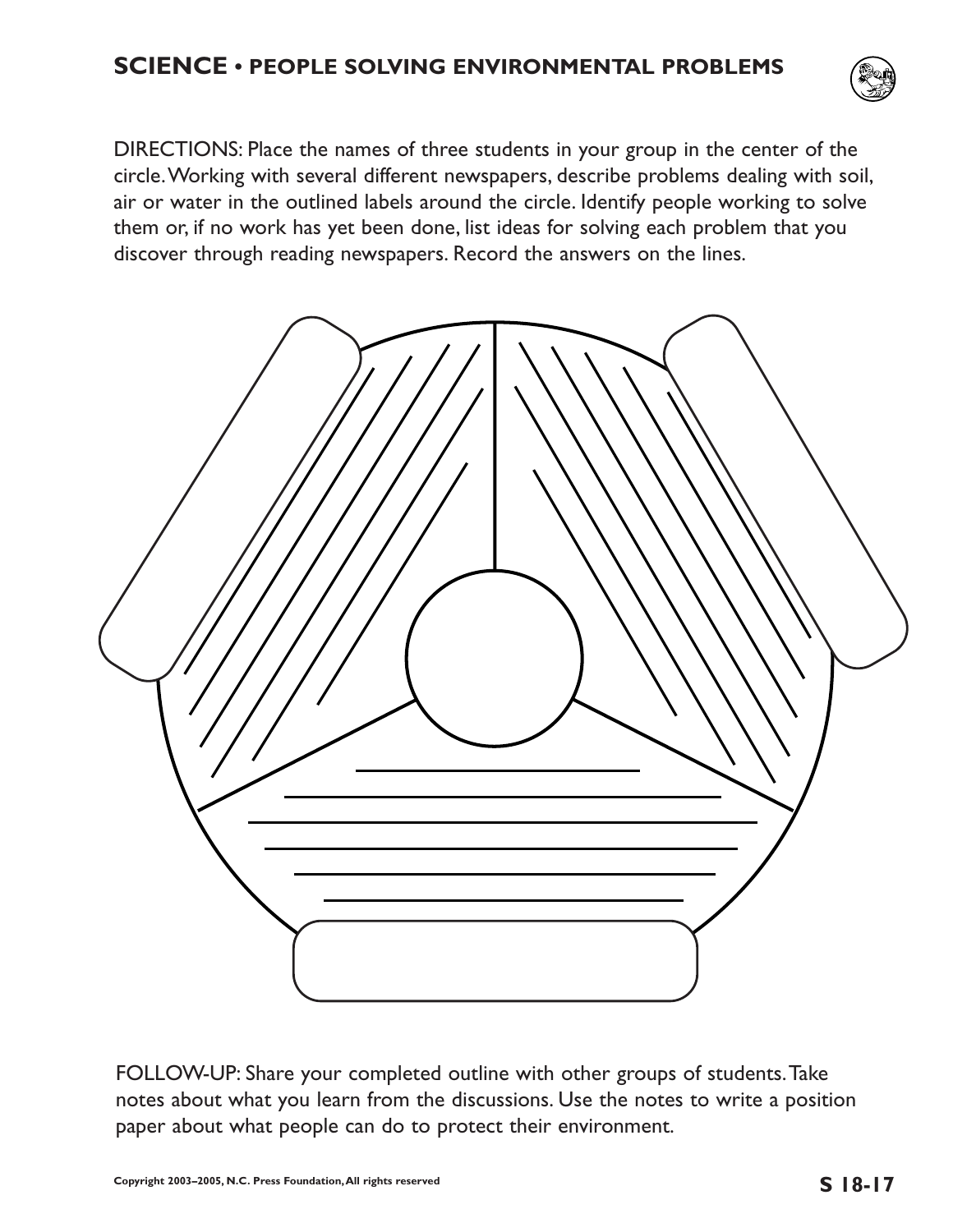## SCIENCE • PEOPLE SOLVING ENVIRONMENTAL PROBLEMS

DIRECTIONS: Place the names of three students in your group in the center of the circle. Working with several different newspapers, describe problems dealing with soil, air or water in the outlined labels around the circle. Identify people working to solve them or, if no work has yet been done, list ideas for solving each problem that you discover through reading newspapers. Record the answers on the lines.

FOLLOW-UP: Share your completed outline with other groups of students. Take notes about what you learn from the discussions. Use the notes to write a position paper about what people can do to protect their environment.

Copyright 2003–2005, N.C. Press Foundation, All rights reserved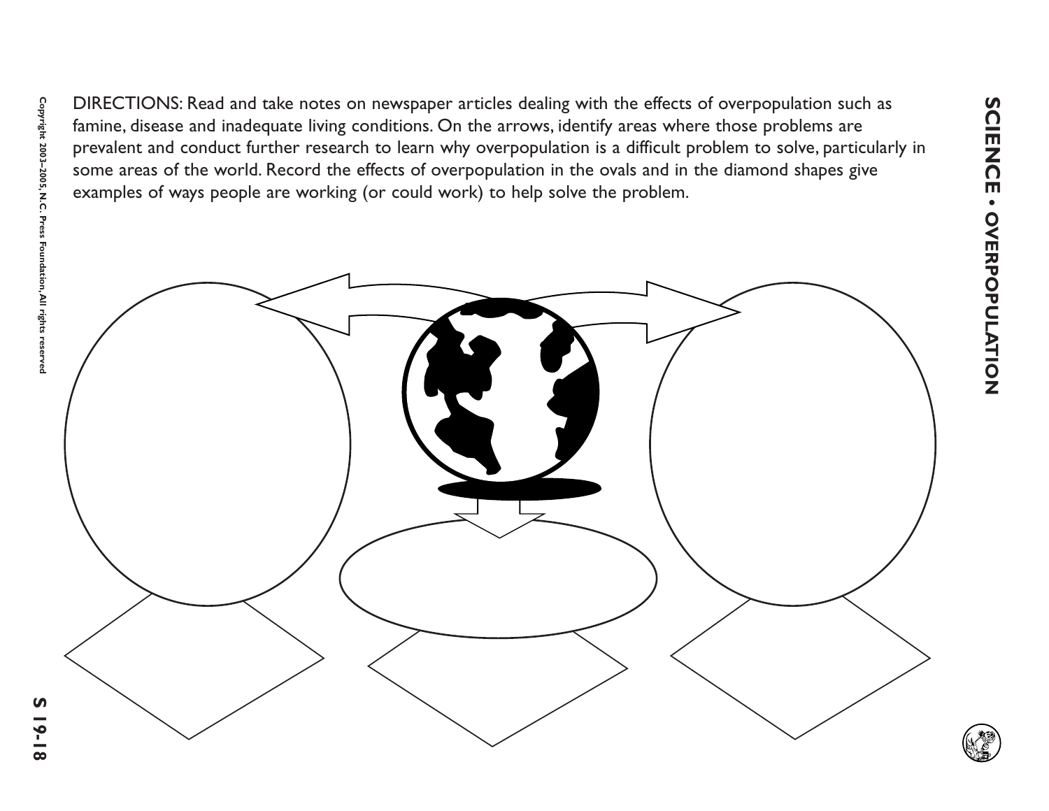# SCIENCE • OVERPOPULATION

DIRECTIONS: Read and take notes on newspaper articles dealing with the effects of overpopulation such as famine, disease and inadequate living conditions. On the arrows, identify areas where those problems are prevalent and conduct further research to learn why overpopulation is a difficult problem to solve, particularly in some areas of the world. Record the effects of overpopulation in the ovals and in the diamond shapes give examples of ways people are working (or could work) to help solve the problem.

Copyright 2003–2005, N.C. Press Foundation, All rights reserved